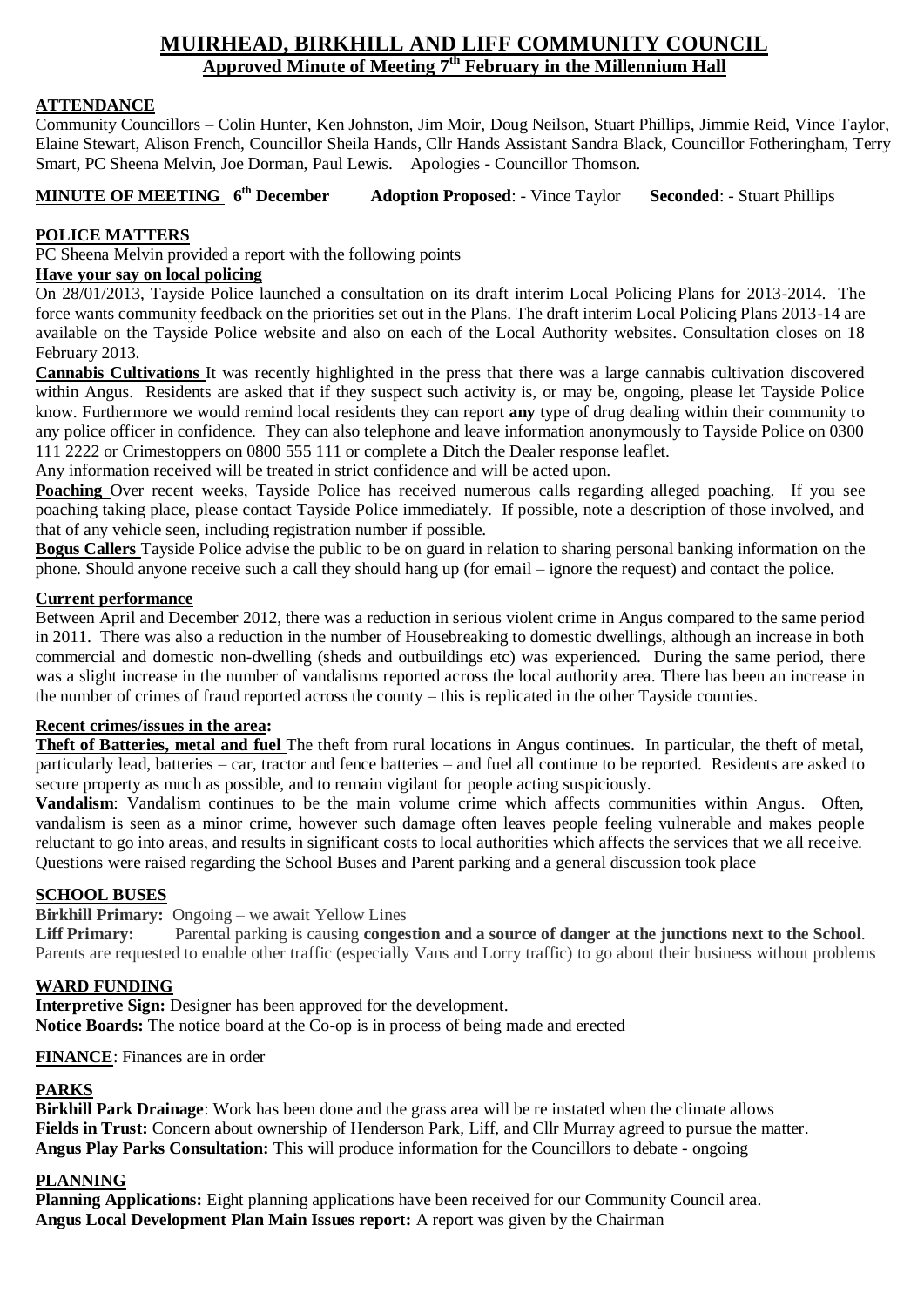# MUIRHEAD, BIRKHILL AND LIFF COMMUNITY COUNCIL

## Approved Minute of Meeting 7th February in the Millennium Hall

**ATTENDANCE**

Community Councillors – Colin Hunter, Ken Johnston, Jim Moir, Doug Neilson, Stuart Phillips, Jimmie Reid, Vince Taylor, Elaine Stewart, Alison French, Councillor Sheila Hands, Cllr Hands Assistant Sandra Black, Councillor Fotheringham, Terry Smart, PC Sheena Melvin, Joe Dorman, Paul Lewis. Apologies - Councillor Thomson.

**MINUTE OF MEETING 6th December** **Adoption Proposed**: - Vince Taylor **Seconded**: - Stuart Phillips

**POLICE MATTERS**

PC Sheena Melvin provided a report with the following points

**Have your say on local policing**

On 28/01/2013, Tayside Police launched a consultation on its draft interim Local Policing Plans for 2013-2014. The force wants community feedback on the priorities set out in the Plans. The draft interim Local Policing Plans 2013-14 are available on the Tayside Police website and also on each of the Local Authority websites. Consultation closes on 18 February 2013.

**Cannabis Cultivations** It was recently highlighted in the press that there was a large cannabis cultivation discovered within Angus. Residents are asked that if they suspect such activity is, or may be, ongoing, please let Tayside Police know. Furthermore we would remind local residents they can report **any** type of drug dealing within their community to any police officer in confidence. They can also telephone and leave information anonymously to Tayside Police on 0300 111 2222 or Crimestoppers on 0800 555 111 or complete a Ditch the Dealer response leaflet.

Any information received will be treated in strict confidence and will be acted upon.

**Poaching** Over recent weeks, Tayside Police has received numerous calls regarding alleged poaching. If you see poaching taking place, please contact Tayside Police immediately. If possible, note a description of those involved, and that of any vehicle seen, including registration number if possible.

**Bogus Callers** Tayside Police advise the public to be on guard in relation to sharing personal banking information on the phone. Should anyone receive such a call they should hang up (for email – ignore the request) and contact the police.

**Current performance**

Between April and December 2012, there was a reduction in serious violent crime in Angus compared to the same period in 2011. There was also a reduction in the number of Housebreaking to domestic dwellings, although an increase in both commercial and domestic non-dwelling (sheds and outbuildings etc) was experienced. During the same period, there was a slight increase in the number of vandalisms reported across the local authority area. There has been an increase in the number of crimes of fraud reported across the county – this is replicated in the other Tayside counties.

**Recent crimes/issues in the area:**

**Theft of Batteries, metal and fuel** The theft from rural locations in Angus continues. In particular, the theft of metal, particularly lead, batteries – car, tractor and fence batteries – and fuel all continue to be reported. Residents are asked to secure property as much as possible, and to remain vigilant for people acting suspiciously.

**Vandalism**: Vandalism continues to be the main volume crime which affects communities within Angus. Often, vandalism is seen as a minor crime, however such damage often leaves people feeling vulnerable and makes people reluctant to go into areas, and results in significant costs to local authorities which affects the services that we all receive.

Questions were raised regarding the School Buses and Parent parking and a general discussion took place

**SCHOOL BUSES**

**Birkhill Primary:** Ongoing – we await Yellow Lines

**Liff Primary:** Parental parking is causing **congestion and a source of danger at the junctions next to the School**. Parents are requested to enable other traffic (especially Vans and Lorry traffic) to go about their business without problems

**WARD FUNDING**

**Interpretive Sign:** Designer has been approved for the development.

**Notice Boards:** The notice board at the Co-op is in process of being made and erected

**FINANCE**: Finances are in order

**PARKS**

**Birkhill Park Drainage**: Work has been done and the grass area will be re instated when the climate allows

**Fields in Trust:** Concern about ownership of Henderson Park, Liff, and Cllr Murray agreed to pursue the matter.

**Angus Play Parks Consultation:** This will produce information for the Councillors to debate - ongoing

**PLANNING**

**Planning Applications:** Eight planning applications have been received for our Community Council area.

**Angus Local Development Plan Main Issues report:** A report was given by the Chairman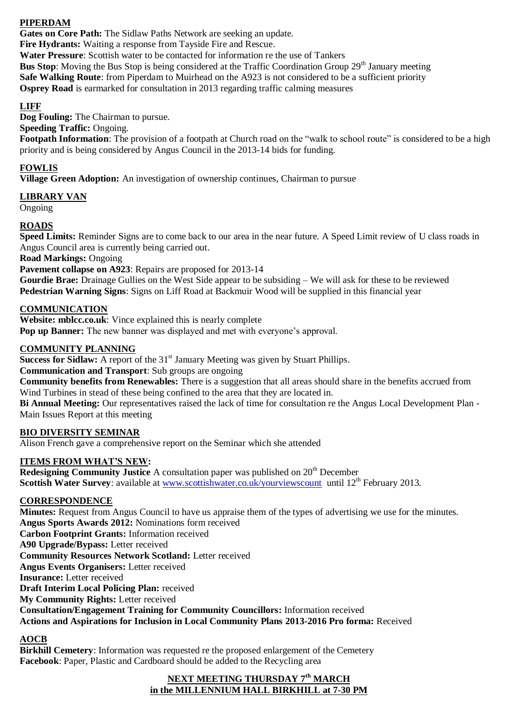## PIPERDAM

**Gates on Core Path:** The Sidlaw Paths Network are seeking an update.
**Fire Hydrants:** Waiting a response from Tayside Fire and Rescue.
**Water Pressure**: Scottish water to be contacted for information re the use of Tankers
**Bus Stop**: Moving the Bus Stop is being considered at the Traffic Coordination Group 29th January meeting
**Safe Walking Route**: from Piperdam to Muirhead on the A923 is not considered to be a sufficient priority
**Osprey Road** is earmarked for consultation in 2013 regarding traffic calming measures

## LIFF

**Dog Fouling:** The Chairman to pursue.
**Speeding Traffic:** Ongoing.
**Footpath Information**: The provision of a footpath at Church road on the "walk to school route" is considered to be a high priority and is being considered by Angus Council in the 2013-14 bids for funding.

## FOWLIS

**Village Green Adoption:** An investigation of ownership continues, Chairman to pursue

## LIBRARY VAN

Ongoing

## ROADS

**Speed Limits:** Reminder Signs are to come back to our area in the near future. A Speed Limit review of U class roads in Angus Council area is currently being carried out.
**Road Markings:** Ongoing
**Pavement collapse on A923**: Repairs are proposed for 2013-14
**Gourdie Brae:** Drainage Gullies on the West Side appear to be subsiding – We will ask for these to be reviewed
**Pedestrian Warning Signs**: Signs on Liff Road at Backmuir Wood will be supplied in this financial year

## COMMUNICATION

**Website: mblcc.co.uk**: Vince explained this is nearly complete
**Pop up Banner:** The new banner was displayed and met with everyone's approval.

## COMMUNITY PLANNING

**Success for Sidlaw:** A report of the 31st January Meeting was given by Stuart Phillips.
**Communication and Transport**: Sub groups are ongoing
**Community benefits from Renewables:** There is a suggestion that all areas should share in the benefits accrued from Wind Turbines in stead of these being confined to the area that they are located in.
**Bi Annual Meeting:** Our representatives raised the lack of time for consultation re the Angus Local Development Plan - Main Issues Report at this meeting

## BIO DIVERSITY SEMINAR

Alison French gave a comprehensive report on the Seminar which she attended

## ITEMS FROM WHAT'S NEW:

**Redesigning Community Justice** A consultation paper was published on 20th December
**Scottish Water Survey**: available at www.scottishwater.co.uk/yourviewscount until 12th February 2013.

## CORRESPONDENCE

**Minutes:** Request from Angus Council to have us appraise them of the types of advertising we use for the minutes.
**Angus Sports Awards 2012:** Nominations form received
**Carbon Footprint Grants:** Information received
**A90 Upgrade/Bypass:** Letter received
**Community Resources Network Scotland:** Letter received
**Angus Events Organisers:** Letter received
**Insurance:** Letter received
**Draft Interim Local Policing Plan:** received
**My Community Rights:** Letter received
**Consultation/Engagement Training for Community Councillors:** Information received
**Actions and Aspirations for Inclusion in Local Community Plans 2013-2016 Pro forma:** Received

## AOCB

**Birkhill Cemetery**: Information was requested re the proposed enlargement of the Cemetery
**Facebook**: Paper, Plastic and Cardboard should be added to the Recycling area

**NEXT MEETING THURSDAY 7th MARCH**
**in the MILLENNIUM HALL BIRKHILL at 7-30 PM**